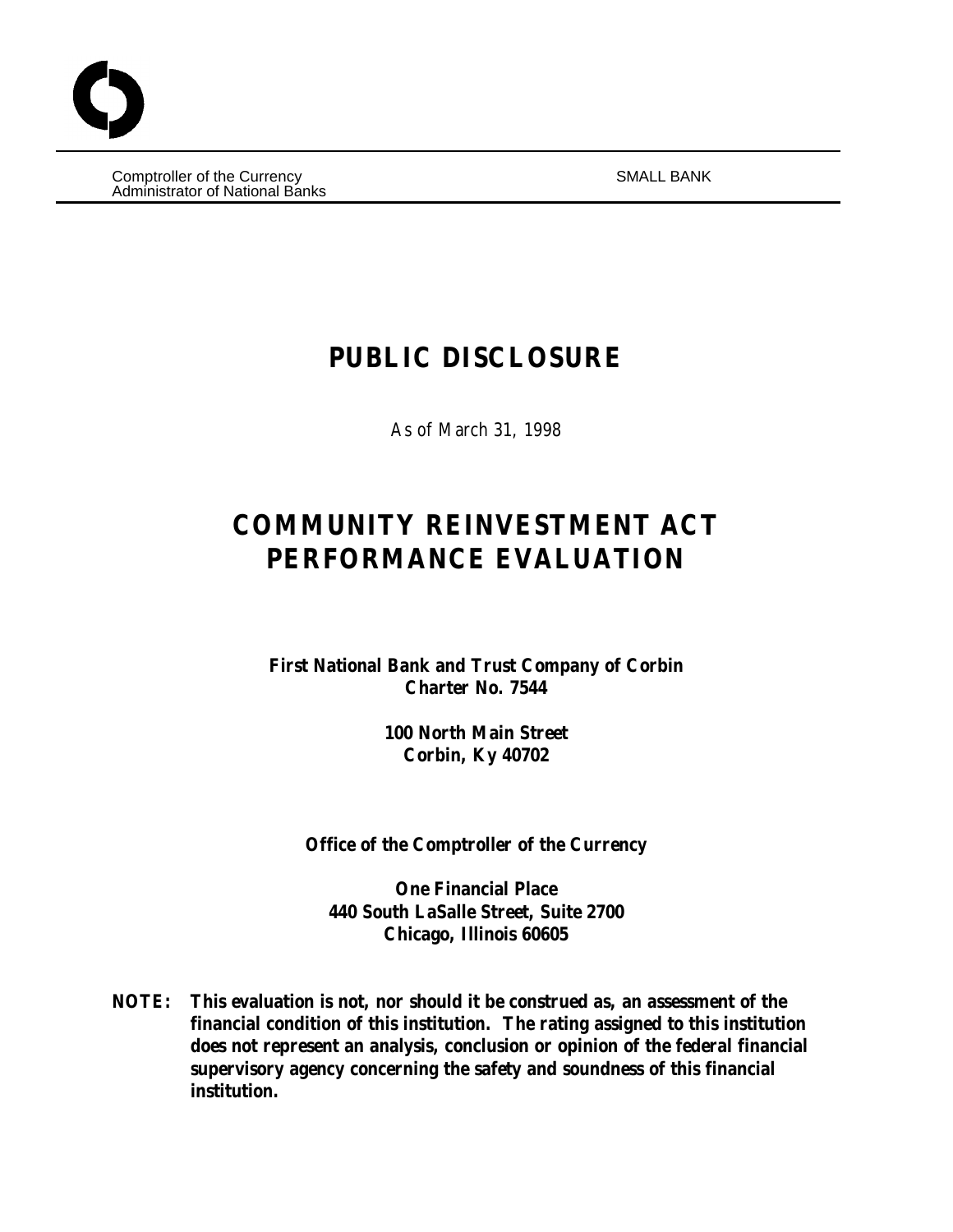Comptroller of the Currency
Administrator of National Banks

SMALL BANK

# PUBLIC DISCLOSURE

*As of March 31, 1998*

# COMMUNITY REINVESTMENT ACT PERFORMANCE EVALUATION

**First National Bank and Trust Company of Corbin**
**Charter No. 7544**

**100 North Main Street**
**Corbin, Ky 40702**

**Office of the Comptroller of the Currency**

**One Financial Place**
**440 South LaSalle Street, Suite 2700**
**Chicago, Illinois 60605**

**NOTE: This evaluation is not, nor should it be construed as, an assessment of the financial condition of this institution. The rating assigned to this institution does not represent an analysis, conclusion or opinion of the federal financial supervisory agency concerning the safety and soundness of this financial institution.**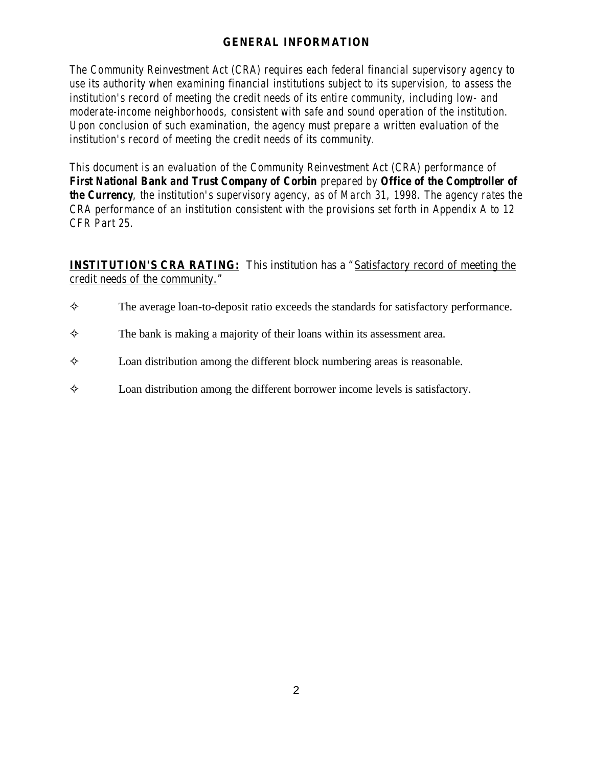## GENERAL INFORMATION

*The Community Reinvestment Act (CRA) requires each federal financial supervisory agency to use its authority when examining financial institutions subject to its supervision, to assess the institution's record of meeting the credit needs of its entire community, including low- and moderate-income neighborhoods, consistent with safe and sound operation of the institution. Upon conclusion of such examination, the agency must prepare a written evaluation of the institution's record of meeting the credit needs of its community.*

*This document is an evaluation of the Community Reinvestment Act (CRA) performance of* ***First National Bank and Trust Company of Corbin*** *prepared by* ***Office of the Comptroller of the Currency****, the institution's supervisory agency, as of March 31, 1998. The agency rates the CRA performance of an institution consistent with the provisions set forth in Appendix A to 12 CFR Part 25.*

***INSTITUTION'S CRA RATING:*** *This institution has a "Satisfactory record of meeting the credit needs of the community."*

- The average loan-to-deposit ratio exceeds the standards for satisfactory performance.
- The bank is making a majority of their loans within its assessment area.
- Loan distribution among the different block numbering areas is reasonable.
- Loan distribution among the different borrower income levels is satisfactory.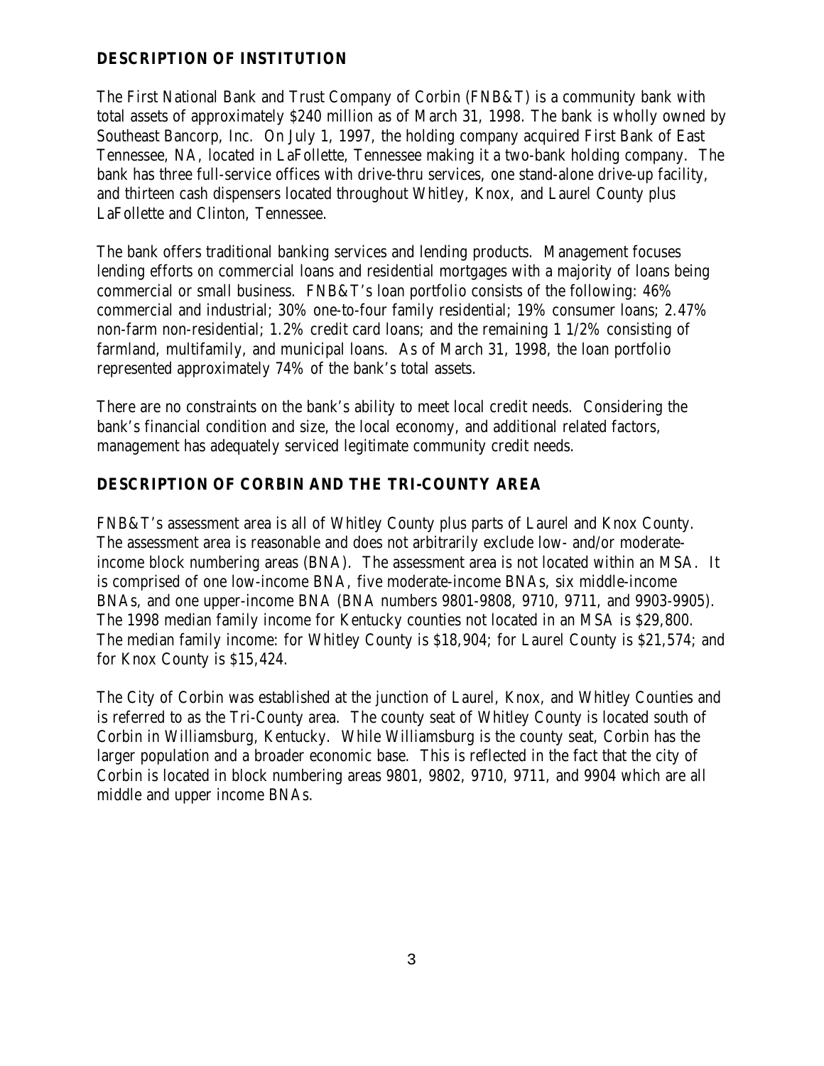## DESCRIPTION OF INSTITUTION

The First National Bank and Trust Company of Corbin (FNB&T) is a community bank with total assets of approximately $240 million as of March 31, 1998. The bank is wholly owned by Southeast Bancorp, Inc. On July 1, 1997, the holding company acquired First Bank of East Tennessee, NA, located in LaFollette, Tennessee making it a two-bank holding company. The bank has three full-service offices with drive-thru services, one stand-alone drive-up facility, and thirteen cash dispensers located throughout Whitley, Knox, and Laurel County plus LaFollette and Clinton, Tennessee.

The bank offers traditional banking services and lending products. Management focuses lending efforts on commercial loans and residential mortgages with a majority of loans being commercial or small business. FNB&T's loan portfolio consists of the following: 46% commercial and industrial; 30% one-to-four family residential; 19% consumer loans; 2.47% non-farm non-residential; 1.2% credit card loans; and the remaining 1 1/2% consisting of farmland, multifamily, and municipal loans. As of March 31, 1998, the loan portfolio represented approximately 74% of the bank's total assets.

There are no constraints on the bank's ability to meet local credit needs. Considering the bank's financial condition and size, the local economy, and additional related factors, management has adequately serviced legitimate community credit needs.

## DESCRIPTION OF CORBIN AND THE TRI-COUNTY AREA

FNB&T's assessment area is all of Whitley County plus parts of Laurel and Knox County. The assessment area is reasonable and does not arbitrarily exclude low- and/or moderate-income block numbering areas (BNA). The assessment area is not located within an MSA. It is comprised of one low-income BNA, five moderate-income BNAs, six middle-income BNAs, and one upper-income BNA (BNA numbers 9801-9808, 9710, 9711, and 9903-9905). The 1998 median family income for Kentucky counties not located in an MSA is $29,800. The median family income: for Whitley County is $18,904; for Laurel County is $21,574; and for Knox County is $15,424.

The City of Corbin was established at the junction of Laurel, Knox, and Whitley Counties and is referred to as the Tri-County area. The county seat of Whitley County is located south of Corbin in Williamsburg, Kentucky. While Williamsburg is the county seat, Corbin has the larger population and a broader economic base. This is reflected in the fact that the city of Corbin is located in block numbering areas 9801, 9802, 9710, 9711, and 9904 which are all middle and upper income BNAs.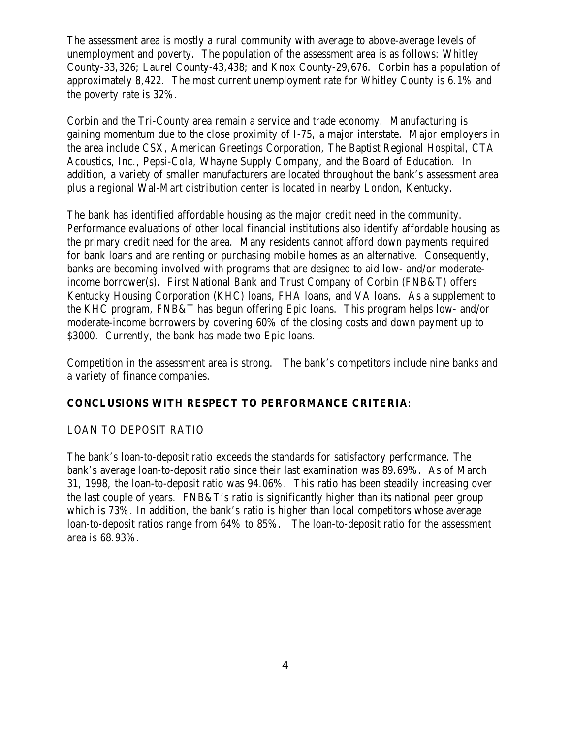The assessment area is mostly a rural community with average to above-average levels of unemployment and poverty. The population of the assessment area is as follows: Whitley County-33,326; Laurel County-43,438; and Knox County-29,676. Corbin has a population of approximately 8,422. The most current unemployment rate for Whitley County is 6.1% and the poverty rate is 32%.

Corbin and the Tri-County area remain a service and trade economy. Manufacturing is gaining momentum due to the close proximity of I-75, a major interstate. Major employers in the area include CSX, American Greetings Corporation, The Baptist Regional Hospital, CTA Acoustics, Inc., Pepsi-Cola, Whayne Supply Company, and the Board of Education. In addition, a variety of smaller manufacturers are located throughout the bank's assessment area plus a regional Wal-Mart distribution center is located in nearby London, Kentucky.

The bank has identified affordable housing as the major credit need in the community. Performance evaluations of other local financial institutions also identify affordable housing as the primary credit need for the area. Many residents cannot afford down payments required for bank loans and are renting or purchasing mobile homes as an alternative. Consequently, banks are becoming involved with programs that are designed to aid low- and/or moderate-income borrower(s). First National Bank and Trust Company of Corbin (FNB&T) offers Kentucky Housing Corporation (KHC) loans, FHA loans, and VA loans. As a supplement to the KHC program, FNB&T has begun offering Epic loans. This program helps low- and/or moderate-income borrowers by covering 60% of the closing costs and down payment up to $3000. Currently, the bank has made two Epic loans.

Competition in the assessment area is strong. The bank's competitors include nine banks and a variety of finance companies.

**CONCLUSIONS WITH RESPECT TO PERFORMANCE CRITERIA**:

LOAN TO DEPOSIT RATIO

The bank's loan-to-deposit ratio exceeds the standards for satisfactory performance. The bank's average loan-to-deposit ratio since their last examination was 89.69%. As of March 31, 1998, the loan-to-deposit ratio was 94.06%. This ratio has been steadily increasing over the last couple of years. FNB&T's ratio is significantly higher than its national peer group which is 73%. In addition, the bank's ratio is higher than local competitors whose average loan-to-deposit ratios range from 64% to 85%. The loan-to-deposit ratio for the assessment area is 68.93%.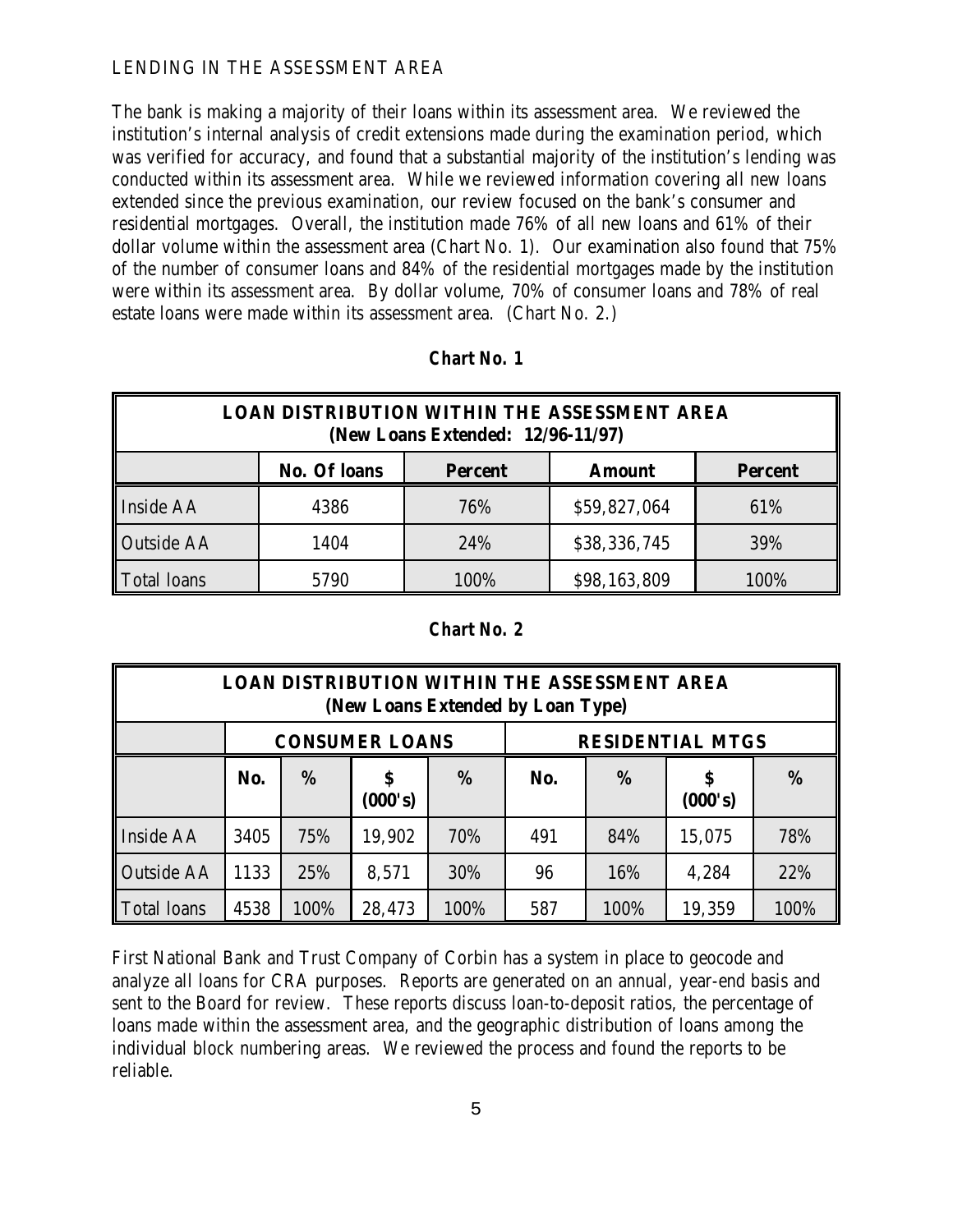## LENDING IN THE ASSESSMENT AREA

The bank is making a majority of their loans within its assessment area. We reviewed the institution's internal analysis of credit extensions made during the examination period, which was verified for accuracy, and found that a substantial majority of the institution's lending was conducted within its assessment area. While we reviewed information covering all new loans extended since the previous examination, our review focused on the bank's consumer and residential mortgages. Overall, the institution made 76% of all new loans and 61% of their dollar volume within the assessment area (Chart No. 1). Our examination also found that 75% of the number of consumer loans and 84% of the residential mortgages made by the institution were within its assessment area. By dollar volume, 70% of consumer loans and 78% of real estate loans were made within its assessment area. (Chart No. 2.)

**Chart No. 1**

| LOAN DISTRIBUTION WITHIN THE ASSESSMENT AREA (New Loans Extended: 12/96-11/97) | | | | |
|---|---|---|---|---|
| | **No. Of loans** | **Percent** | **Amount** | **Percent** |
| Inside AA | 4386 | 76% | $59,827,064 | 61% |
| Outside AA | 1404 | 24% | $38,336,745 | 39% |
| Total loans | 5790 | 100% | $98,163,809 | 100% |

**Chart No. 2**

| LOAN DISTRIBUTION WITHIN THE ASSESSMENT AREA (New Loans Extended by Loan Type) | | | | | | | | |
|---|---|---|---|---|---|---|---|---|
| | **CONSUMER LOANS** | | | | **RESIDENTIAL MTGS** | | | |
| | **No.** | **%** | **$ (000's)** | **%** | **No.** | **%** | **$ (000's)** | **%** |
| Inside AA | 3405 | 75% | 19,902 | 70% | 491 | 84% | 15,075 | 78% |
| Outside AA | 1133 | 25% | 8,571 | 30% | 96 | 16% | 4,284 | 22% |
| Total loans | 4538 | 100% | 28,473 | 100% | 587 | 100% | 19,359 | 100% |

First National Bank and Trust Company of Corbin has a system in place to geocode and analyze all loans for CRA purposes. Reports are generated on an annual, year-end basis and sent to the Board for review. These reports discuss loan-to-deposit ratios, the percentage of loans made within the assessment area, and the geographic distribution of loans among the individual block numbering areas. We reviewed the process and found the reports to be reliable.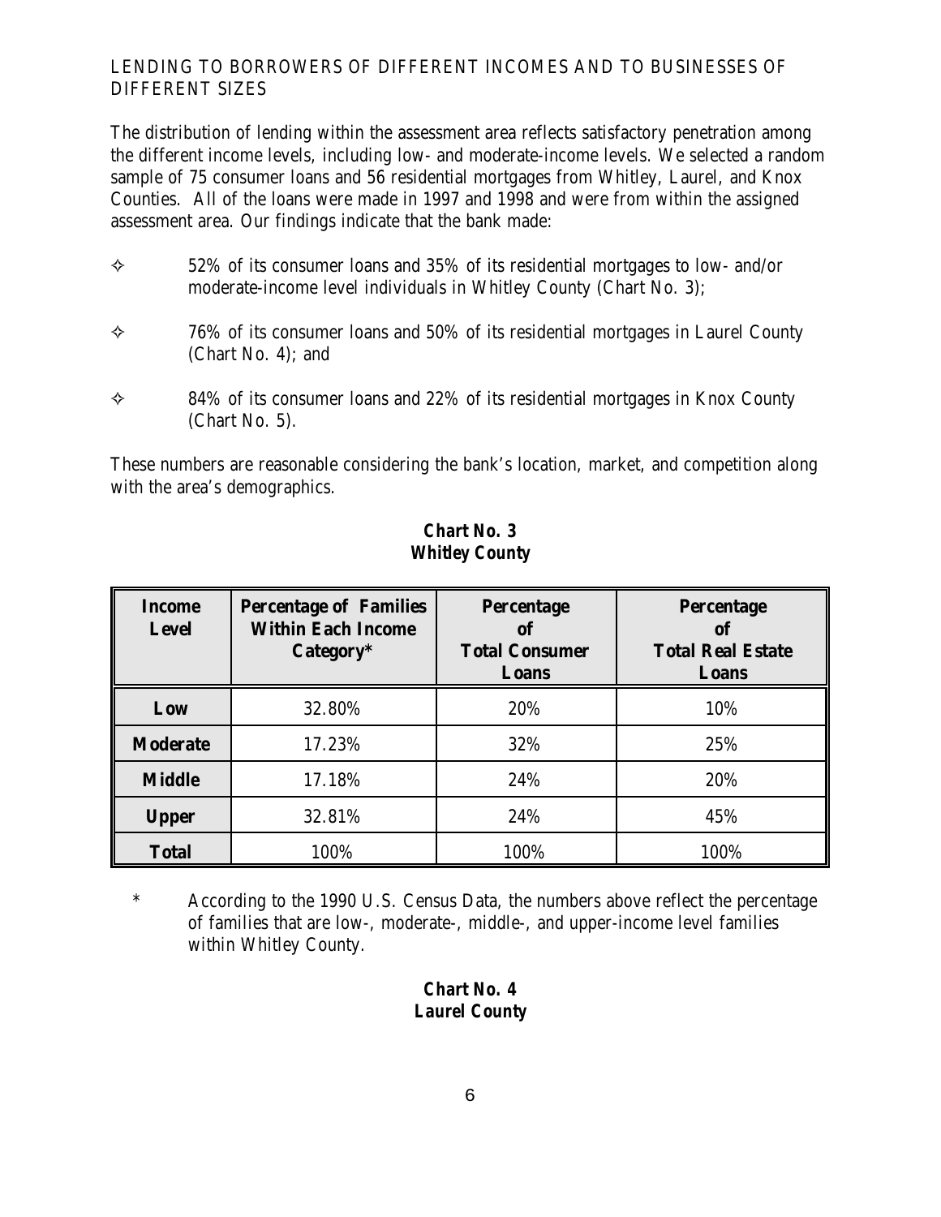## LENDING TO BORROWERS OF DIFFERENT INCOMES AND TO BUSINESSES OF DIFFERENT SIZES

The distribution of lending within the assessment area reflects satisfactory penetration among the different income levels, including low- and moderate-income levels. We selected a random sample of 75 consumer loans and 56 residential mortgages from Whitley, Laurel, and Knox Counties. All of the loans were made in 1997 and 1998 and were from within the assigned assessment area. Our findings indicate that the bank made:

- 52% of its consumer loans and 35% of its residential mortgages to low- and/or moderate-income level individuals in Whitley County (Chart No. 3);
- 76% of its consumer loans and 50% of its residential mortgages in Laurel County (Chart No. 4); and
- 84% of its consumer loans and 22% of its residential mortgages in Knox County (Chart No. 5).

These numbers are reasonable considering the bank's location, market, and competition along with the area's demographics.

**Chart No. 3**
**Whitley County**

| Income Level | Percentage of Families Within Each Income Category* | Percentage of Total Consumer Loans | Percentage of Total Real Estate Loans |
|---|---|---|---|
| **Low** | 32.80% | 20% | 10% |
| **Moderate** | 17.23% | 32% | 25% |
| **Middle** | 17.18% | 24% | 20% |
| **Upper** | 32.81% | 24% | 45% |
| **Total** | 100% | 100% | 100% |

\* According to the 1990 U.S. Census Data, the numbers above reflect the percentage of families that are low-, moderate-, middle-, and upper-income level families within Whitley County.

**Chart No. 4**
**Laurel County**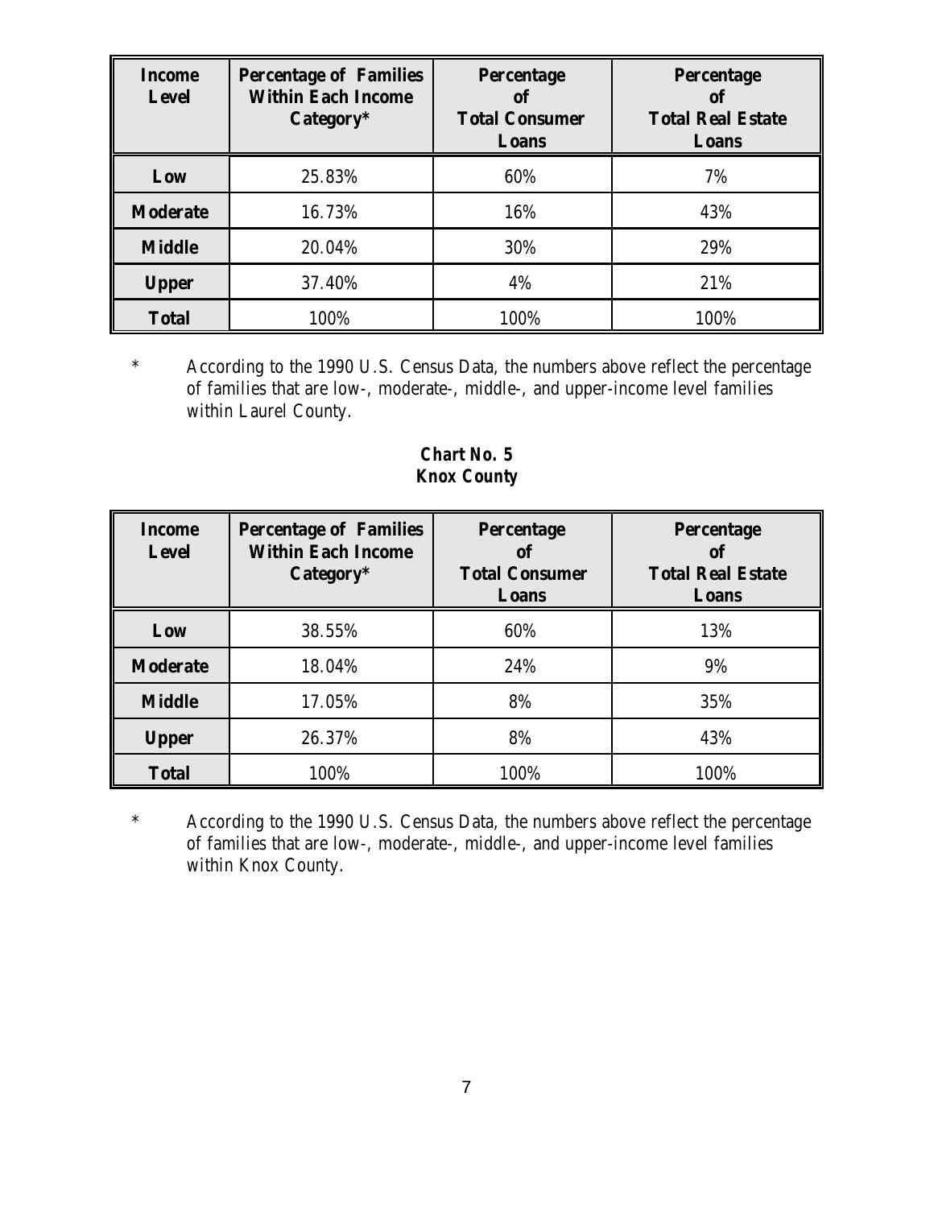| Income Level | Percentage of Families Within Each Income Category* | Percentage of Total Consumer Loans | Percentage of Total Real Estate Loans |
|---|---|---|---|
| **Low** | 25.83% | 60% | 7% |
| **Moderate** | 16.73% | 16% | 43% |
| **Middle** | 20.04% | 30% | 29% |
| **Upper** | 37.40% | 4% | 21% |
| **Total** | 100% | 100% | 100% |

\* According to the 1990 U.S. Census Data, the numbers above reflect the percentage of families that are low-, moderate-, middle-, and upper-income level families within Laurel County.

**Chart No. 5**
**Knox County**

| Income Level | Percentage of Families Within Each Income Category* | Percentage of Total Consumer Loans | Percentage of Total Real Estate Loans |
|---|---|---|---|
| **Low** | 38.55% | 60% | 13% |
| **Moderate** | 18.04% | 24% | 9% |
| **Middle** | 17.05% | 8% | 35% |
| **Upper** | 26.37% | 8% | 43% |
| **Total** | 100% | 100% | 100% |

\* According to the 1990 U.S. Census Data, the numbers above reflect the percentage of families that are low-, moderate-, middle-, and upper-income level families within Knox County.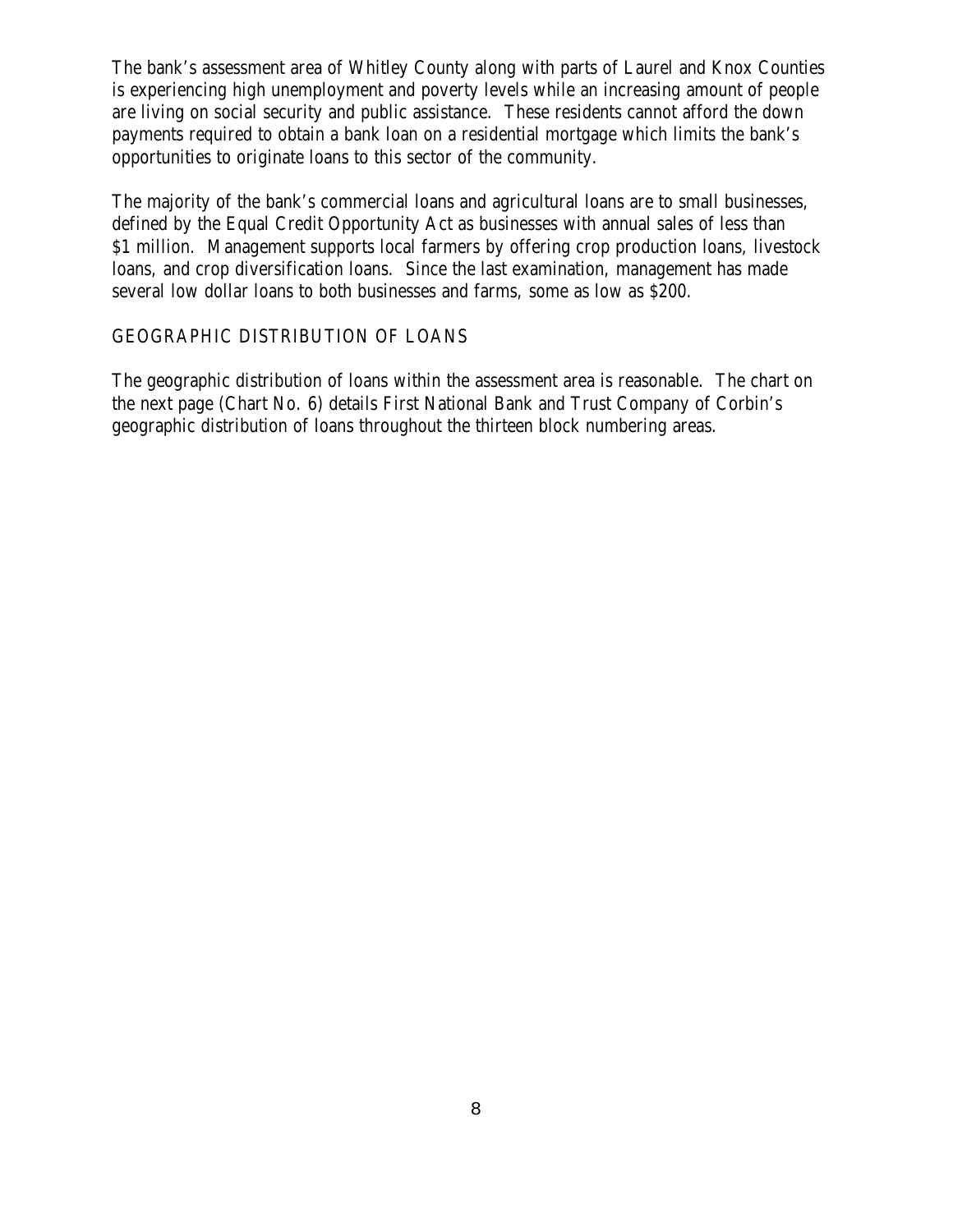The bank's assessment area of Whitley County along with parts of Laurel and Knox Counties is experiencing high unemployment and poverty levels while an increasing amount of people are living on social security and public assistance. These residents cannot afford the down payments required to obtain a bank loan on a residential mortgage which limits the bank's opportunities to originate loans to this sector of the community.

The majority of the bank's commercial loans and agricultural loans are to small businesses, defined by the Equal Credit Opportunity Act as businesses with annual sales of less than $1 million. Management supports local farmers by offering crop production loans, livestock loans, and crop diversification loans. Since the last examination, management has made several low dollar loans to both businesses and farms, some as low as $200.

## GEOGRAPHIC DISTRIBUTION OF LOANS

The geographic distribution of loans within the assessment area is reasonable. The chart on the next page (Chart No. 6) details First National Bank and Trust Company of Corbin's geographic distribution of loans throughout the thirteen block numbering areas.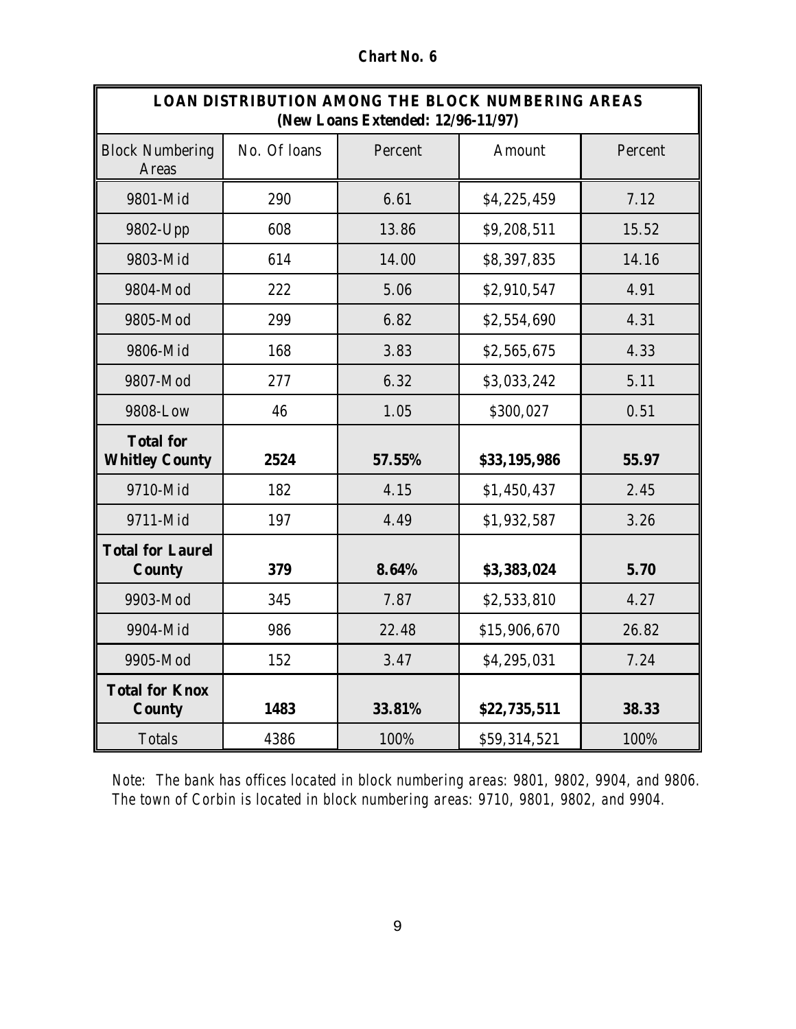**Chart No. 6**

| **LOAN DISTRIBUTION AMONG THE BLOCK NUMBERING AREAS (New Loans Extended: 12/96-11/97)** | | | | |
|---|---|---|---|---|
| Block Numbering Areas | No. Of loans | Percent | Amount | Percent |
| 9801-Mid | 290 | 6.61 | $4,225,459 | 7.12 |
| 9802-Upp | 608 | 13.86 | $9,208,511 | 15.52 |
| 9803-Mid | 614 | 14.00 | $8,397,835 | 14.16 |
| 9804-Mod | 222 | 5.06 | $2,910,547 | 4.91 |
| 9805-Mod | 299 | 6.82 | $2,554,690 | 4.31 |
| 9806-Mid | 168 | 3.83 | $2,565,675 | 4.33 |
| 9807-Mod | 277 | 6.32 | $3,033,242 | 5.11 |
| 9808-Low | 46 | 1.05 | $300,027 | 0.51 |
| **Total for Whitley County** | **2524** | **57.55%** | **$33,195,986** | **55.97** |
| 9710-Mid | 182 | 4.15 | $1,450,437 | 2.45 |
| 9711-Mid | 197 | 4.49 | $1,932,587 | 3.26 |
| **Total for Laurel County** | **379** | **8.64%** | **$3,383,024** | **5.70** |
| 9903-Mod | 345 | 7.87 | $2,533,810 | 4.27 |
| 9904-Mid | 986 | 22.48 | $15,906,670 | 26.82 |
| 9905-Mod | 152 | 3.47 | $4,295,031 | 7.24 |
| **Total for Knox County** | **1483** | **33.81%** | **$22,735,511** | **38.33** |
| Totals | 4386 | 100% | $59,314,521 | 100% |

*Note: The bank has offices located in block numbering areas: 9801, 9802, 9904, and 9806. The town of Corbin is located in block numbering areas: 9710, 9801, 9802, and 9904.*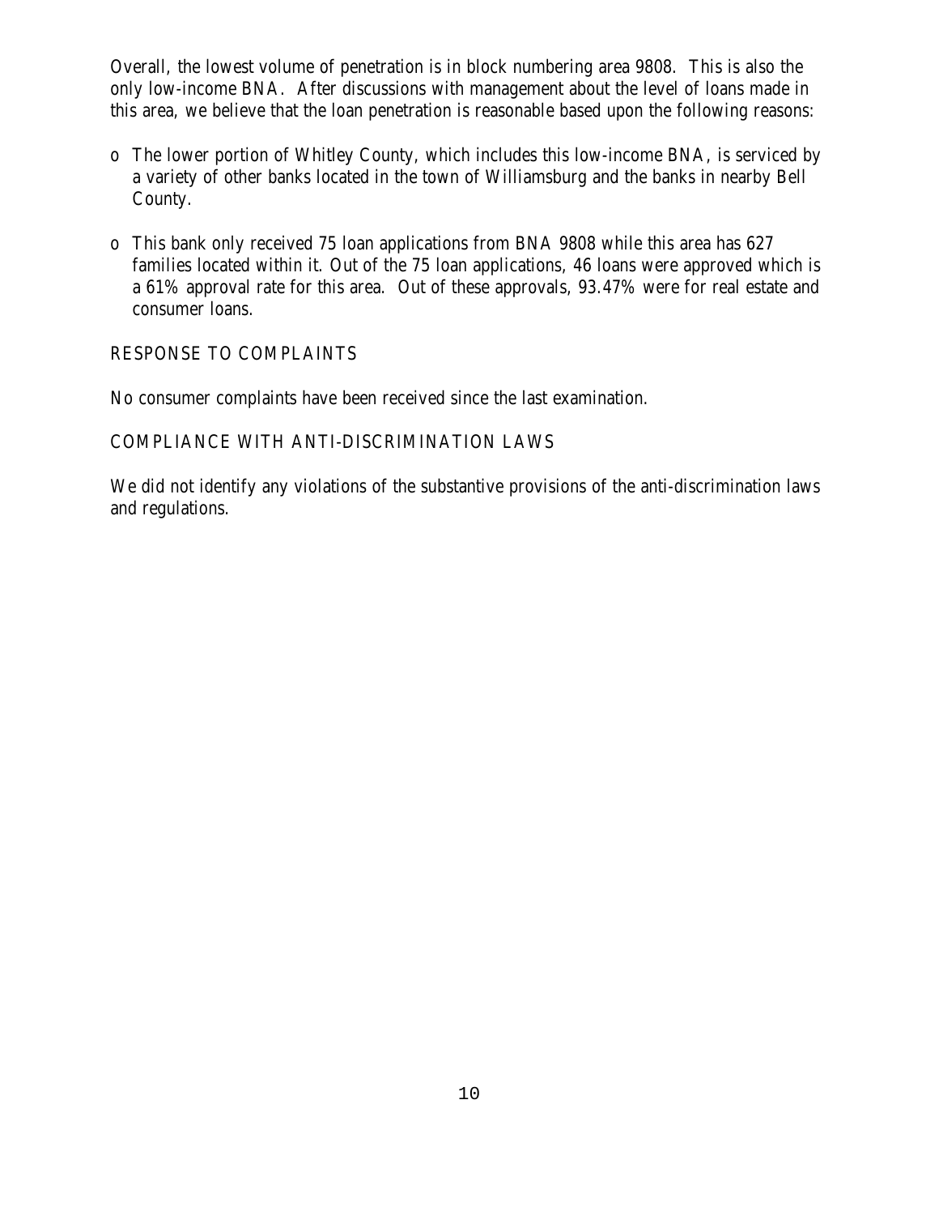Overall, the lowest volume of penetration is in block numbering area 9808. This is also the only low-income BNA. After discussions with management about the level of loans made in this area, we believe that the loan penetration is reasonable based upon the following reasons:

- o The lower portion of Whitley County, which includes this low-income BNA, is serviced by a variety of other banks located in the town of Williamsburg and the banks in nearby Bell County.
- o This bank only received 75 loan applications from BNA 9808 while this area has 627 families located within it. Out of the 75 loan applications, 46 loans were approved which is a 61% approval rate for this area. Out of these approvals, 93.47% were for real estate and consumer loans.

## RESPONSE TO COMPLAINTS

No consumer complaints have been received since the last examination.

## COMPLIANCE WITH ANTI-DISCRIMINATION LAWS

We did not identify any violations of the substantive provisions of the anti-discrimination laws and regulations.